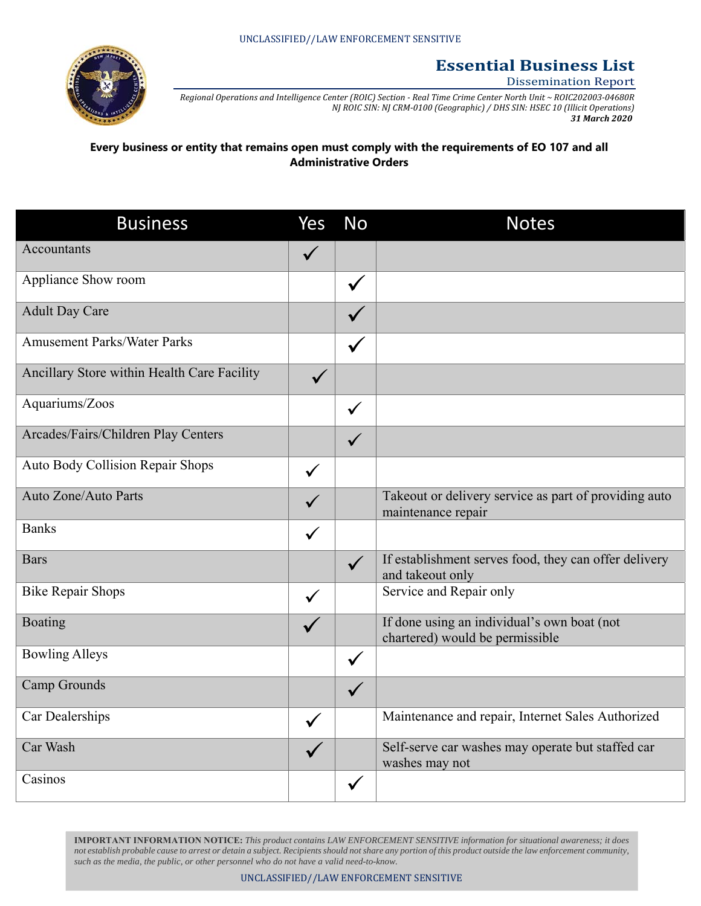UNCLASSIFIED//LAW ENFORCEMENT SENSITIVE

# Essential Business List

## Dissemination Report

*Regional Operations and Intelligence Center (ROIC) Section - Real Time Crime Center North Unit ~ ROIC202003-04680R*
*NJ ROIC SIN: NJ CRM-0100 (Geographic) / DHS SIN: HSEC 10 (Illicit Operations)*
***31 March 2020***

**Every business or entity that remains open must comply with the requirements of EO 107 and all Administrative Orders**

| Business | Yes | No | Notes |
|---|---|---|---|
| Accountants | ✓ | | |
| Appliance Show room | | ✓ | |
| Adult Day Care | | ✓ | |
| Amusement Parks/Water Parks | | ✓ | |
| Ancillary Store within Health Care Facility | ✓ | | |
| Aquariums/Zoos | | ✓ | |
| Arcades/Fairs/Children Play Centers | | ✓ | |
| Auto Body Collision Repair Shops | ✓ | | |
| Auto Zone/Auto Parts | ✓ | | Takeout or delivery service as part of providing auto maintenance repair |
| Banks | ✓ | | |
| Bars | | ✓ | If establishment serves food, they can offer delivery and takeout only |
| Bike Repair Shops | ✓ | | Service and Repair only |
| Boating | ✓ | | If done using an individual's own boat (not chartered) would be permissible |
| Bowling Alleys | | ✓ | |
| Camp Grounds | | ✓ | |
| Car Dealerships | ✓ | | Maintenance and repair, Internet Sales Authorized |
| Car Wash | ✓ | | Self-serve car washes may operate but staffed car washes may not |
| Casinos | | ✓ | |

**IMPORTANT INFORMATION NOTICE:** *This product contains LAW ENFORCEMENT SENSITIVE information for situational awareness; it does not establish probable cause to arrest or detain a subject. Recipients should not share any portion of this product outside the law enforcement community, such as the media, the public, or other personnel who do not have a valid need-to-know.*

UNCLASSIFIED//LAW ENFORCEMENT SENSITIVE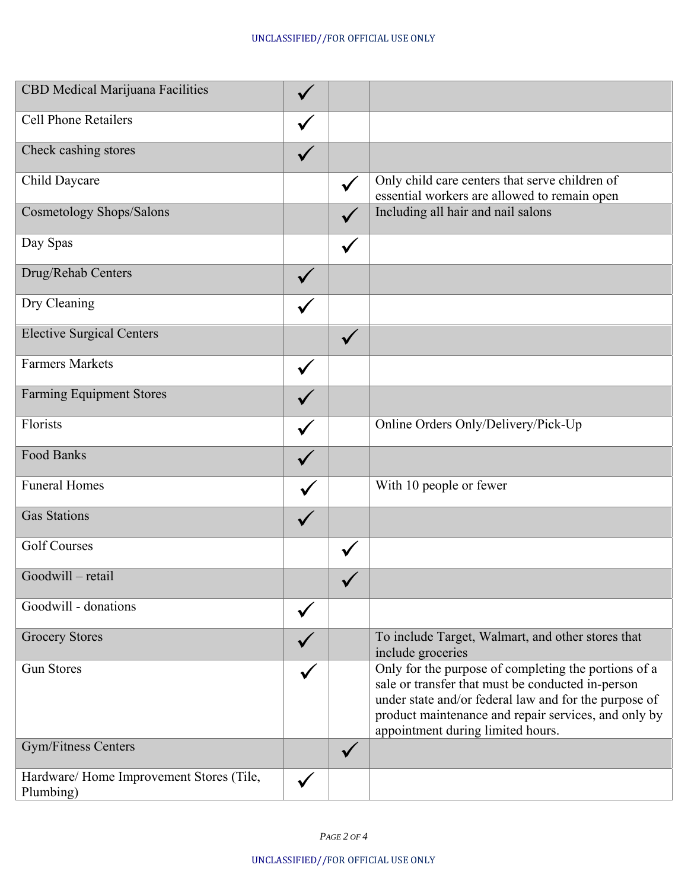| | | | |
|---|---|---|---|
| CBD Medical Marijuana Facilities | ✓ | | |
| Cell Phone Retailers | ✓ | | |
| Check cashing stores | ✓ | | |
| Child Daycare | | ✓ | Only child care centers that serve children of essential workers are allowed to remain open |
| Cosmetology Shops/Salons | | ✓ | Including all hair and nail salons |
| Day Spas | | ✓ | |
| Drug/Rehab Centers | ✓ | | |
| Dry Cleaning | ✓ | | |
| Elective Surgical Centers | | ✓ | |
| Farmers Markets | ✓ | | |
| Farming Equipment Stores | ✓ | | |
| Florists | ✓ | | Online Orders Only/Delivery/Pick-Up |
| Food Banks | ✓ | | |
| Funeral Homes | ✓ | | With 10 people or fewer |
| Gas Stations | ✓ | | |
| Golf Courses | | ✓ | |
| Goodwill – retail | | ✓ | |
| Goodwill - donations | ✓ | | |
| Grocery Stores | ✓ | | To include Target, Walmart, and other stores that include groceries |
| Gun Stores | ✓ | | Only for the purpose of completing the portions of a sale or transfer that must be conducted in-person under state and/or federal law and for the purpose of product maintenance and repair services, and only by appointment during limited hours. |
| Gym/Fitness Centers | | ✓ | |
| Hardware/ Home Improvement Stores (Tile, Plumbing) | ✓ | | |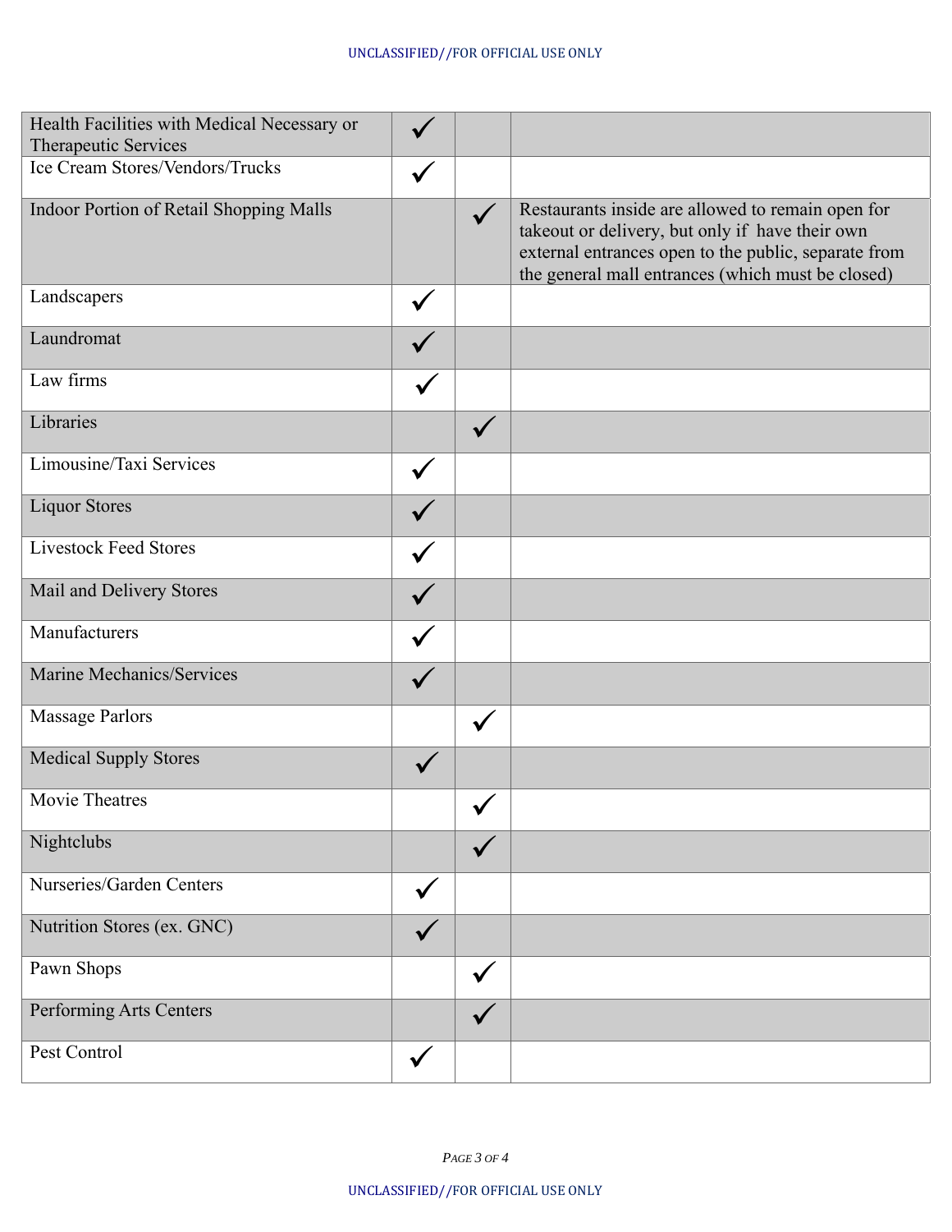| | | | |
|---|---|---|---|
| Health Facilities with Medical Necessary or Therapeutic Services | ✓ | | |
| Ice Cream Stores/Vendors/Trucks | ✓ | | |
| Indoor Portion of Retail Shopping Malls | | ✓ | Restaurants inside are allowed to remain open for takeout or delivery, but only if have their own external entrances open to the public, separate from the general mall entrances (which must be closed) |
| Landscapers | ✓ | | |
| Laundromat | ✓ | | |
| Law firms | ✓ | | |
| Libraries | | ✓ | |
| Limousine/Taxi Services | ✓ | | |
| Liquor Stores | ✓ | | |
| Livestock Feed Stores | ✓ | | |
| Mail and Delivery Stores | ✓ | | |
| Manufacturers | ✓ | | |
| Marine Mechanics/Services | ✓ | | |
| Massage Parlors | | ✓ | |
| Medical Supply Stores | ✓ | | |
| Movie Theatres | | ✓ | |
| Nightclubs | | ✓ | |
| Nurseries/Garden Centers | ✓ | | |
| Nutrition Stores (ex. GNC) | ✓ | | |
| Pawn Shops | | ✓ | |
| Performing Arts Centers | | ✓ | |
| Pest Control | ✓ | | |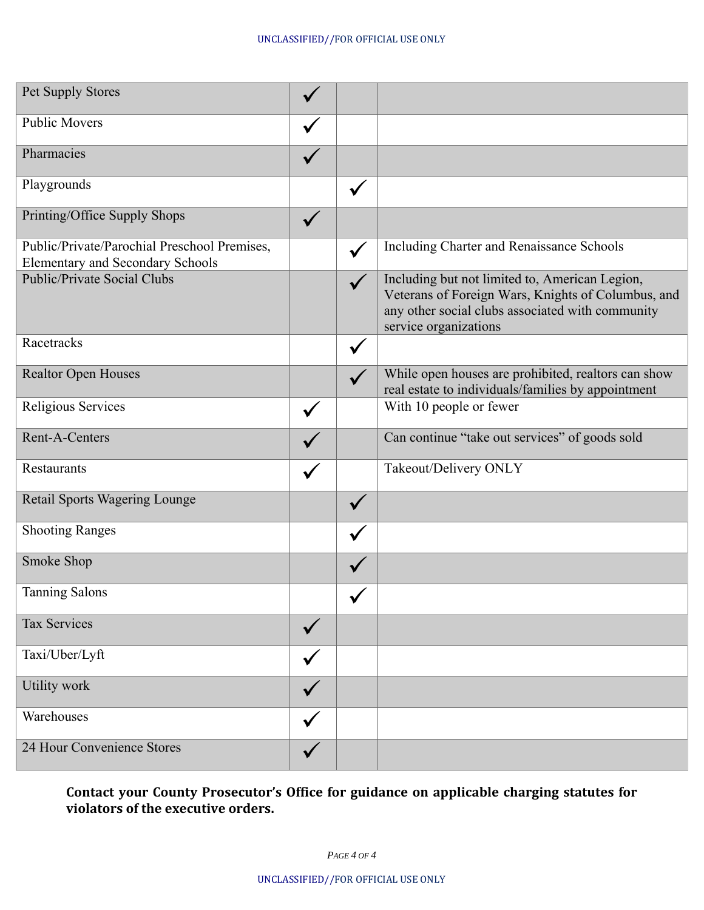| | | | |
|---|---|---|---|
| Pet Supply Stores | ✓ | | |
| Public Movers | ✓ | | |
| Pharmacies | ✓ | | |
| Playgrounds | | ✓ | |
| Printing/Office Supply Shops | ✓ | | |
| Public/Private/Parochial Preschool Premises, Elementary and Secondary Schools | | ✓ | Including Charter and Renaissance Schools |
| Public/Private Social Clubs | | ✓ | Including but not limited to, American Legion, Veterans of Foreign Wars, Knights of Columbus, and any other social clubs associated with community service organizations |
| Racetracks | | ✓ | |
| Realtor Open Houses | | ✓ | While open houses are prohibited, realtors can show real estate to individuals/families by appointment |
| Religious Services | ✓ | | With 10 people or fewer |
| Rent-A-Centers | ✓ | | Can continue "take out services" of goods sold |
| Restaurants | ✓ | | Takeout/Delivery ONLY |
| Retail Sports Wagering Lounge | | ✓ | |
| Shooting Ranges | | ✓ | |
| Smoke Shop | | ✓ | |
| Tanning Salons | | ✓ | |
| Tax Services | ✓ | | |
| Taxi/Uber/Lyft | ✓ | | |
| Utility work | ✓ | | |
| Warehouses | ✓ | | |
| 24 Hour Convenience Stores | ✓ | | |

**Contact your County Prosecutor's Office for guidance on applicable charging statutes for violators of the executive orders.**